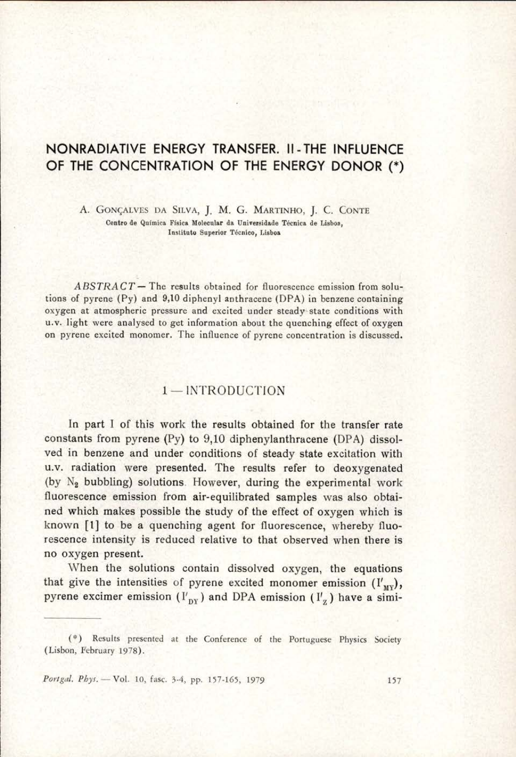# NONRADIATIVE ENERGY TRANSFER. II - THE INFLUENCE OF THE CONCENTRATION OF THE ENERGY DONOR (*)

A. GONÇALVES DA SILVA, J. M. G. MARTINHO, J. C. CONTE

Centro de Química Física Molecular da Universidade Técnica de Lisboa, Instituto Superior Técnico, Lisboa

*ABSTRACT* — The results obtained for fluorescence emission from solutions of pyrene (Py) and 9,10 diphenyl anthracene (DPA) in benzene containing oxygen at atmospheric pressure and excited under steady state conditions with u.v. light were analysed to get information about the quenching effect of oxygen on pyrene excited monomer. The influence of pyrene concentration is discussed.

## 1 — INTRODUCTION

In part I of this work the results obtained for the transfer rate constants from pyrene (Py) to 9,10 diphenylanthracene (DPA) dissolved in benzene and under conditions of steady state excitation with u.v. radiation were presented. The results refer to deoxygenated (by $N_2$ bubbling) solutions. However, during the experimental work fluorescence emission from air-equilibrated samples was also obtained which makes possible the study of the effect of oxygen which is known [1] to be a quenching agent for fluorescence, whereby fluorescence intensity is reduced relative to that observed when there is no oxygen present.

When the solutions contain dissolved oxygen, the equations that give the intensities of pyrene excited monomer emission ($I'_{MY}$), pyrene excimer emission ($I'_{DY}$) and DPA emission ($I'_Z$) have a simi-

(*) Results presented at the Conference of the Portuguese Physics Society (Lisbon, February 1978).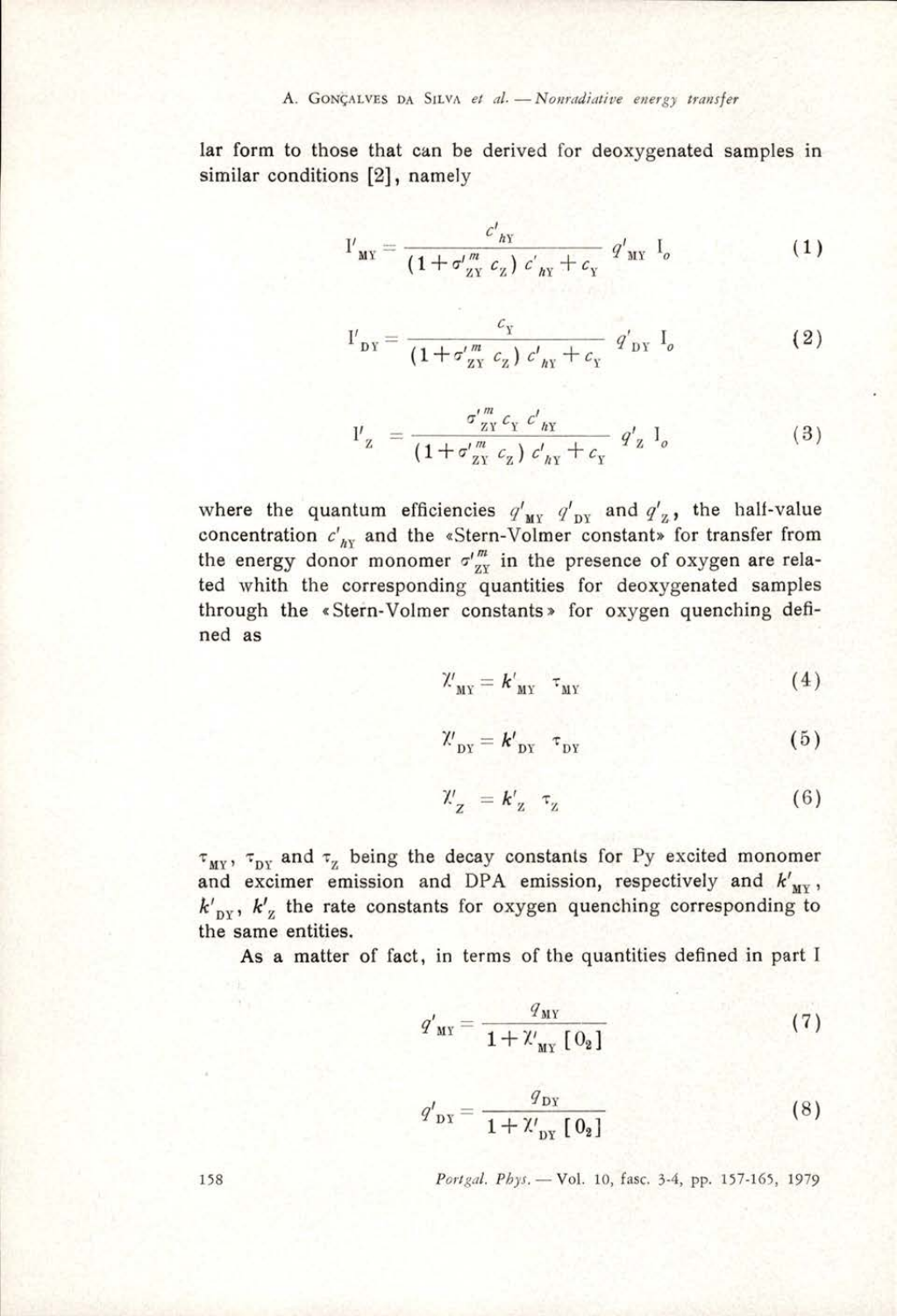lar form to those that can be derived for deoxygenated samples in similar conditions [2], namely

$$I'_{MY} = \frac{c'_{hY}}{(1+\sigma'^{m}_{ZY}\, c_Z)\, c'_{hY} + c_Y}\, q'_{MY}\, I_o \tag{1}$$

$$I'_{DY} = \frac{c_Y}{(1+\sigma'^{m}_{ZY}\, c_Z)\, c'_{hY} + c_Y}\, q'_{DY}\, I_o \tag{2}$$

$$I'_{Z} = \frac{\sigma'^{m}_{ZY}\, c_Y\, c'_{hY}}{(1+\sigma'^{m}_{ZY}\, c_Z)\, c'_{hY} + c_Y}\, q'_{Z}\, I_o \tag{3}$$

where the quantum efficiencies $q'_{MY}$ $q'_{DY}$ and $q'_{Z}$, the half-value concentration $c'_{hY}$ and the «Stern-Volmer constant» for transfer from the energy donor monomer $\sigma'^{m}_{ZY}$ in the presence of oxygen are related whith the corresponding quantities for deoxygenated samples through the «Stern-Volmer constants» for oxygen quenching defined as

$$\chi'_{MY} = k'_{MY}\ \tau_{MY} \tag{4}$$

$$\chi'_{DY} = k'_{DY}\ \tau_{DY} \tag{5}$$

$$\chi'_{Z} = k'_{Z}\ \tau_{Z} \tag{6}$$

$\tau_{MY}$, $\tau_{DY}$ and $\tau_{Z}$ being the decay constants for Py excited monomer and excimer emission and DPA emission, respectively and $k'_{MY}$, $k'_{DY}$, $k'_{Z}$ the rate constants for oxygen quenching corresponding to the same entities.

As a matter of fact, in terms of the quantities defined in part I

$$q'_{MY} = \frac{q_{MY}}{1+\chi'_{MY}\,[O_2]} \tag{7}$$

$$q'_{DY} = \frac{q_{DY}}{1+\chi'_{DY}\,[O_2]} \tag{8}$$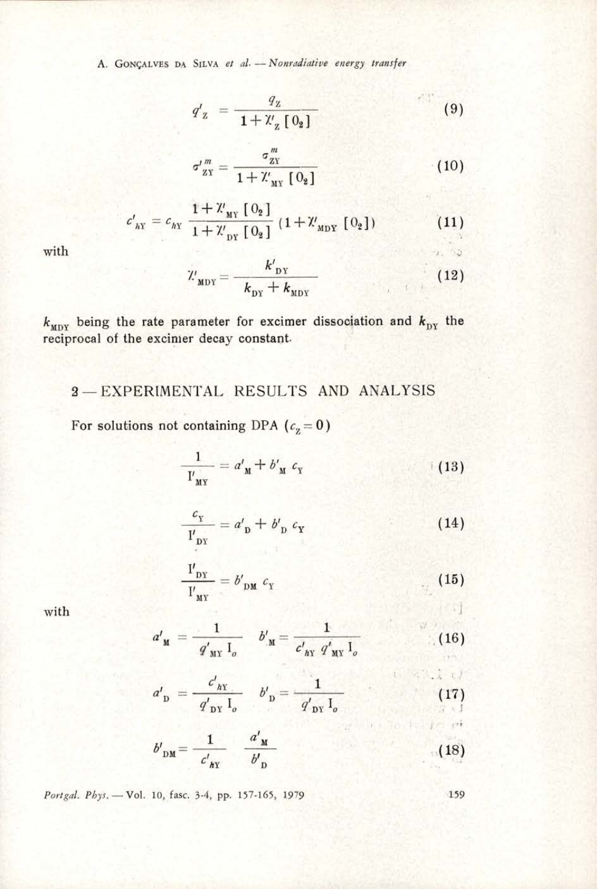$$q'_Z = \frac{q_Z}{1 + \chi'_Z [O_2]} \tag{9}$$

$$\sigma'^{m}_{ZY} = \frac{\sigma^{m}_{ZY}}{1 + \chi'_{MY} [O_2]} \tag{10}$$

$$c'_{hY} = c_{hY} \frac{1 + \chi'_{MY} [O_2]}{1 + \chi'_{DY} [O_2]} (1 + \chi'_{MDY} [O_2]) \tag{11}$$

with

$$\chi'_{MDY} = \frac{k'_{DY}}{k_{DY} + k_{MDY}} \tag{12}$$

$k_{MDY}$ being the rate parameter for excimer dissociation and $k_{DY}$ the reciprocal of the excimer decay constant.

## 3 — EXPERIMENTAL RESULTS AND ANALYSIS

For solutions not containing DPA ($c_Z = 0$)

$$\frac{1}{I'_{MY}} = a'_M + b'_M \, c_Y \tag{13}$$

$$\frac{c_Y}{I'_{DY}} = a'_D + b'_D \, c_Y \tag{14}$$

$$\frac{I'_{DY}}{I'_{MY}} = b'_{DM} \, c_Y \tag{15}$$

with

$$a'_M = \frac{1}{q'_{MY} \, I_o} \qquad b'_M = \frac{1}{c'_{hY} \, q'_{MY} \, I_o} \tag{16}$$

$$a'_D = \frac{c'_{hY}}{q'_{DY} \, I_o} \qquad b'_D = \frac{1}{q'_{DY} \, I_o} \tag{17}$$

$$b'_{DM} = \frac{1}{c'_{hY}} \quad \frac{a'_M}{b'_D} \tag{18}$$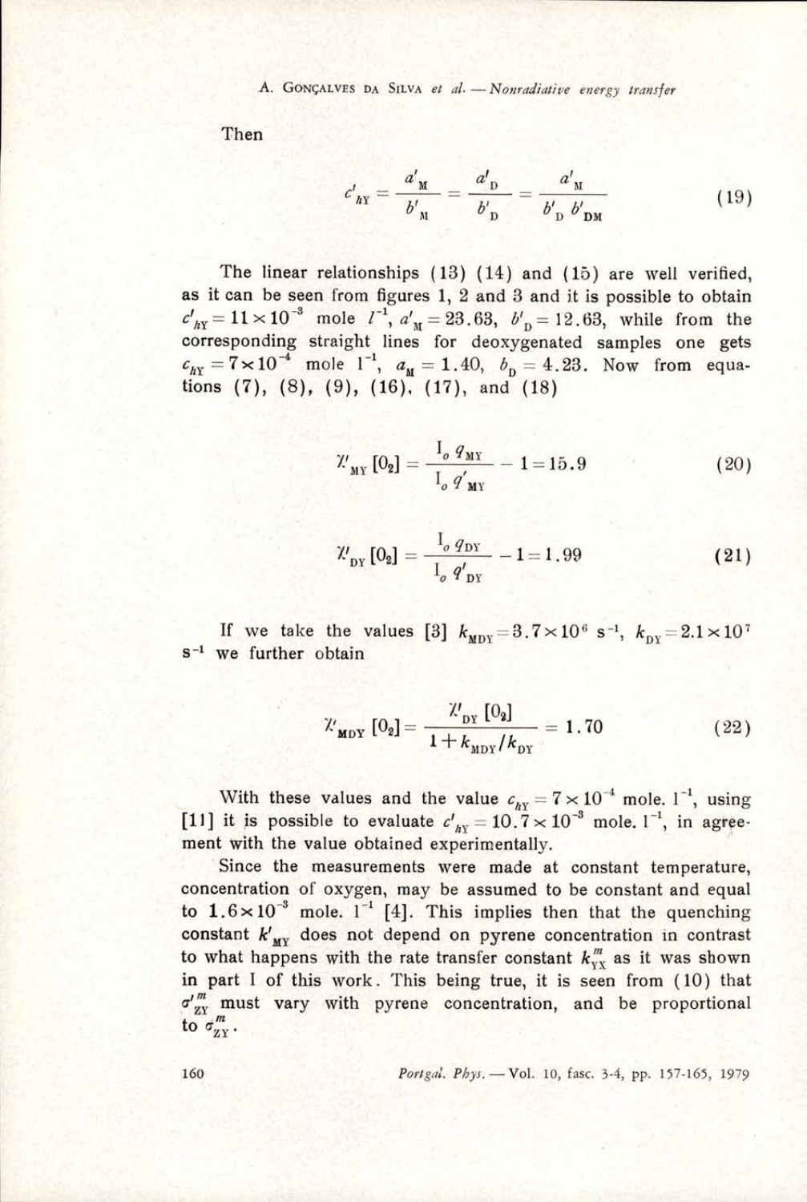Then

$$c'_{hY} = \frac{a'_M}{b'_M} = \frac{a'_D}{b'_D} = \frac{a'_M}{b'_D \, b'_{DM}} \tag{19}$$

The linear relationships (13) (14) and (15) are well verified, as it can be seen from figures 1, 2 and 3 and it is possible to obtain $c'_{hY} = 11 \times 10^{-3}$ mole $l^{-1}$, $a'_M = 23.63$, $b'_D = 12.63$, while from the corresponding straight lines for deoxygenated samples one gets $c_{hY} = 7 \times 10^{-4}$ mole $l^{-1}$, $a_M = 1.40$, $b_D = 4.23$. Now from equations (7), (8), (9), (16), (17), and (18)

$$\chi'_{MY}[O_2] = \frac{I_o \, q_{MY}}{I_o \, q'_{MY}} - 1 = 15.9 \tag{20}$$

$$\chi'_{DY}[O_2] = \frac{I_o \, q_{DY}}{I_o \, q'_{DY}} - 1 = 1.99 \tag{21}$$

If we take the values [3] $k_{MDY} = 3.7 \times 10^6 \, s^{-1}$, $k_{DY} = 2.1 \times 10^7 \, s^{-1}$ we further obtain

$$\chi'_{MDY}[O_2] = \frac{\chi'_{DY}[O_2]}{1 + k_{MDY}/k_{DY}} = 1.70 \tag{22}$$

With these values and the value $c_{hY} = 7 \times 10^{-4}$ mole. $l^{-1}$, using [11] it is possible to evaluate $c'_{hY} = 10.7 \times 10^{-3}$ mole. $l^{-1}$, in agreement with the value obtained experimentally.

Since the measurements were made at constant temperature, concentration of oxygen, may be assumed to be constant and equal to $1.6 \times 10^{-3}$ mole. $l^{-1}$ [4]. This implies then that the quenching constant $k'_{MY}$ does not depend on pyrene concentration in contrast to what happens with the rate transfer constant $k^m_{YX}$ as it was shown in part I of this work. This being true, it is seen from (10) that $\sigma'^m_{ZY}$ must vary with pyrene concentration, and be proportional to $\sigma^m_{ZY}$.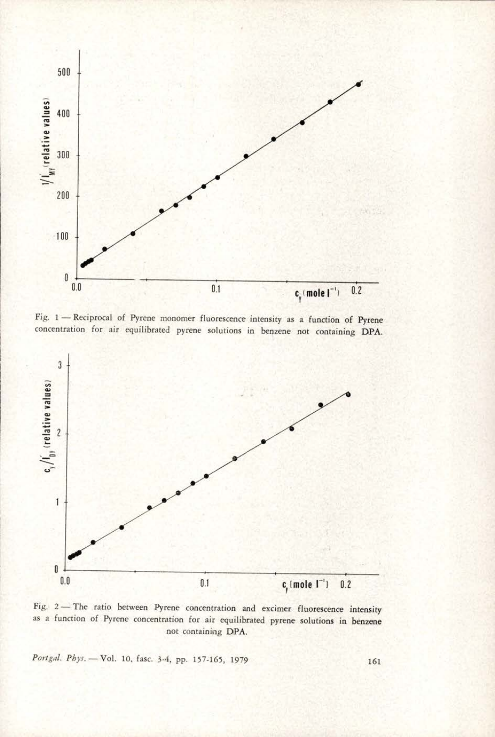Fig. 1 — Reciprocal of Pyrene monomer fluorescence intensity as a function of Pyrene concentration for air equilibrated pyrene solutions in benzene not containing DPA.

Fig. 2 — The ratio between Pyrene concentration and excimer fluorescence intensity as a function of Pyrene concentration for air equilibrated pyrene solutions in benzene not containing DPA.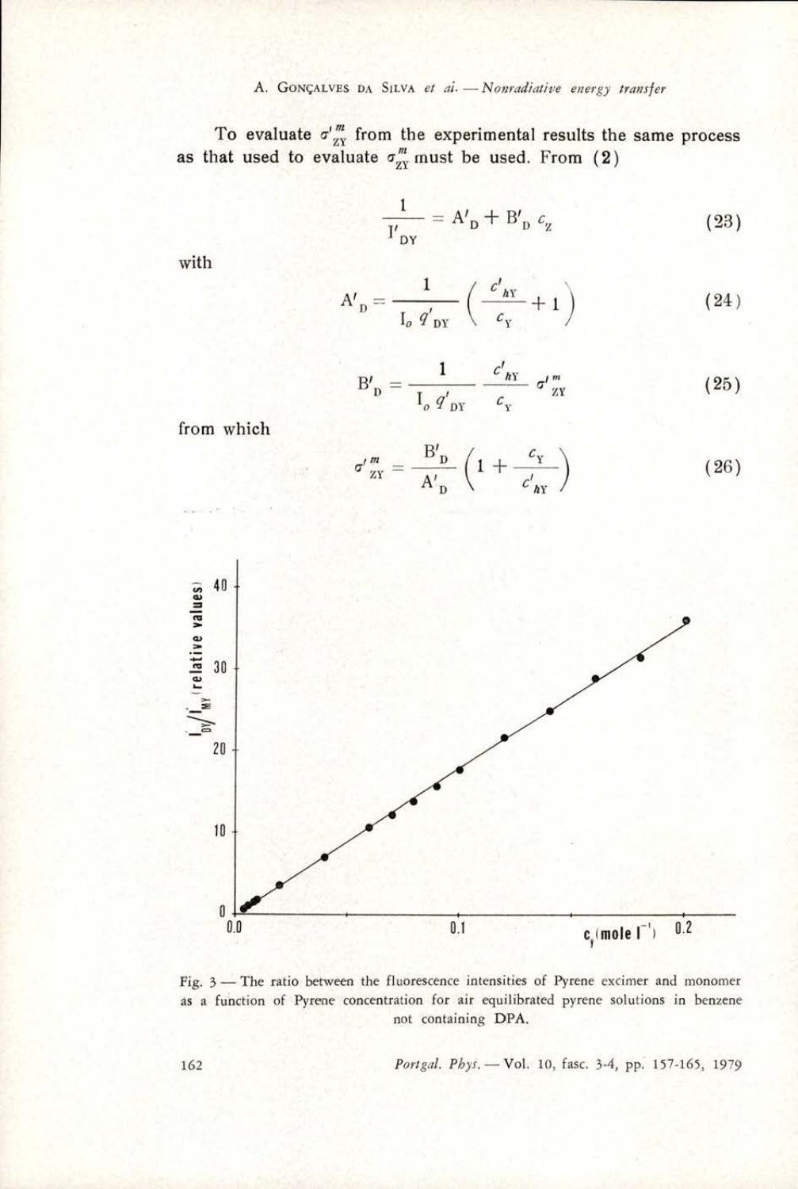To evaluate $\sigma'^{m}_{ZY}$ from the experimental results the same process as that used to evaluate $\sigma^{m}_{ZY}$ must be used. From (**2**)

$$\frac{1}{I'_{DY}} = A'_{D} + B'_{D}\, c_{Z} \tag{23}$$

with

$$A'_{D} = \frac{1}{I_{o}\, q'_{DY}} \left( \frac{c'_{hY}}{c_{Y}} + 1 \right) \tag{24}$$

$$B'_{D} = \frac{1}{I_{o}\, q'_{DY}} \frac{c'_{hY}}{c_{Y}} \sigma'^{m}_{ZY} \tag{25}$$

from which

$$\sigma'^{m}_{ZY} = \frac{B'_{D}}{A'_{D}} \left( 1 + \frac{c_{Y}}{c'_{hY}} \right) \tag{26}$$

Fig. 3 — The ratio between the fluorescence intensities of Pyrene excimer and monomer as a function of Pyrene concentration for air equilibrated pyrene solutions in benzene not containing DPA.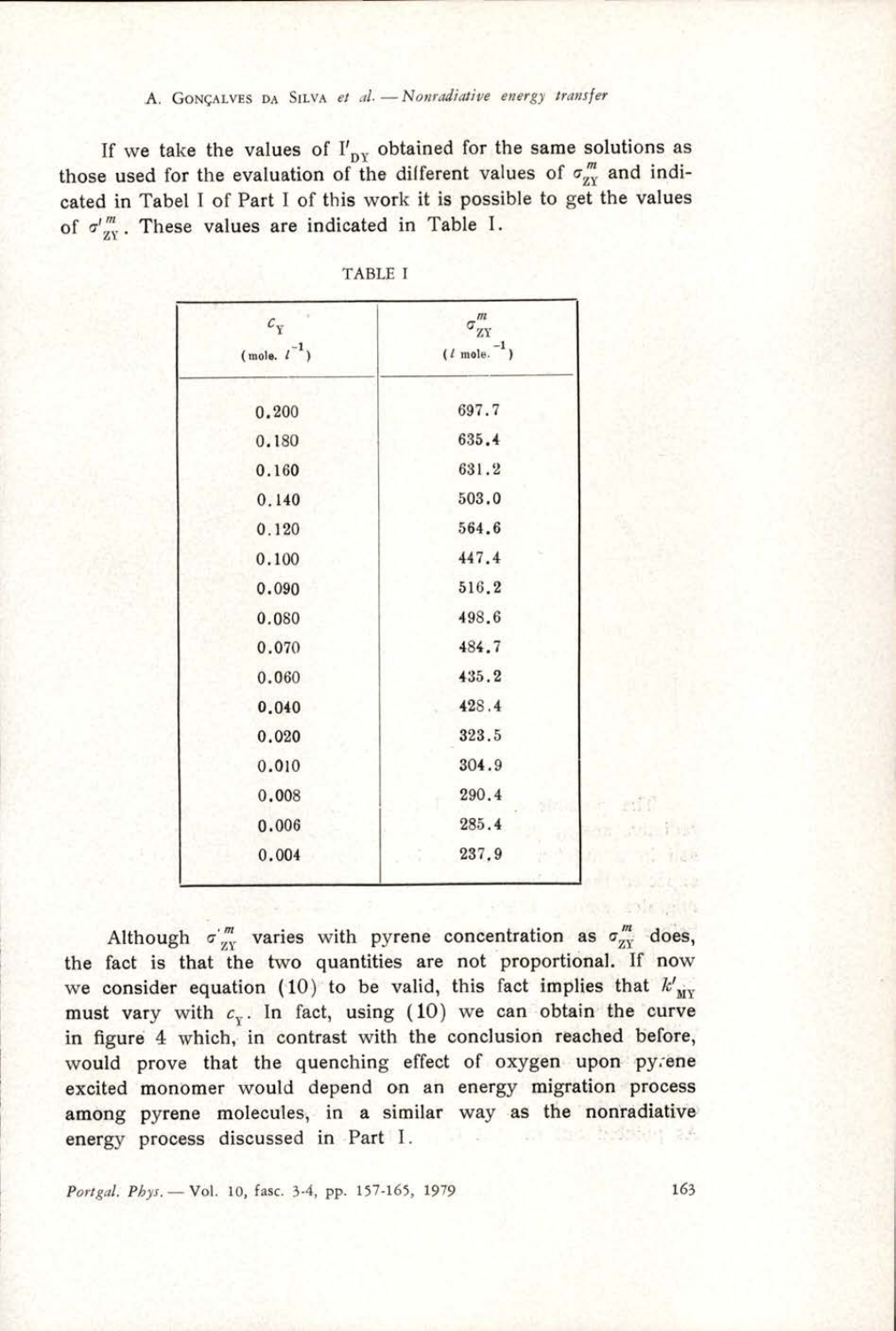If we take the values of $I'_{DY}$ obtained for the same solutions as those used for the evaluation of the different values of $\sigma^{m}_{ZY}$ and indicated in Tabel I of Part I of this work it is possible to get the values of $\sigma'^{m}_{ZY}$. These values are indicated in Table I.

TABLE I

| $c_Y$ (mole. $l^{-1}$) | $\sigma^{m}_{ZY}$ ($l$ mole.$^{-1}$) |
|---|---|
| 0.200 | 697.7 |
| 0.180 | 635.4 |
| 0.160 | 631.2 |
| 0.140 | 503.0 |
| 0.120 | 564.6 |
| 0.100 | 447.4 |
| 0.090 | 516.2 |
| 0.080 | 498.6 |
| 0.070 | 484.7 |
| 0.060 | 435.2 |
| 0.040 | 428.4 |
| 0.020 | 323.5 |
| 0.010 | 304.9 |
| 0.008 | 290.4 |
| 0.006 | 285.4 |
| 0.004 | 237.9 |

Although $\sigma'^{m}_{ZY}$ varies with pyrene concentration as $\sigma^{m}_{ZY}$ does, the fact is that the two quantities are not proportional. If now we consider equation (10) to be valid, this fact implies that $k'_{MY}$ must vary with $c_Y$. In fact, using (10) we can obtain the curve in figure 4 which, in contrast with the conclusion reached before, would prove that the quenching effect of oxygen upon pyrene excited monomer would depend on an energy migration process among pyrene molecules, in a similar way as the nonradiative energy process discussed in Part I.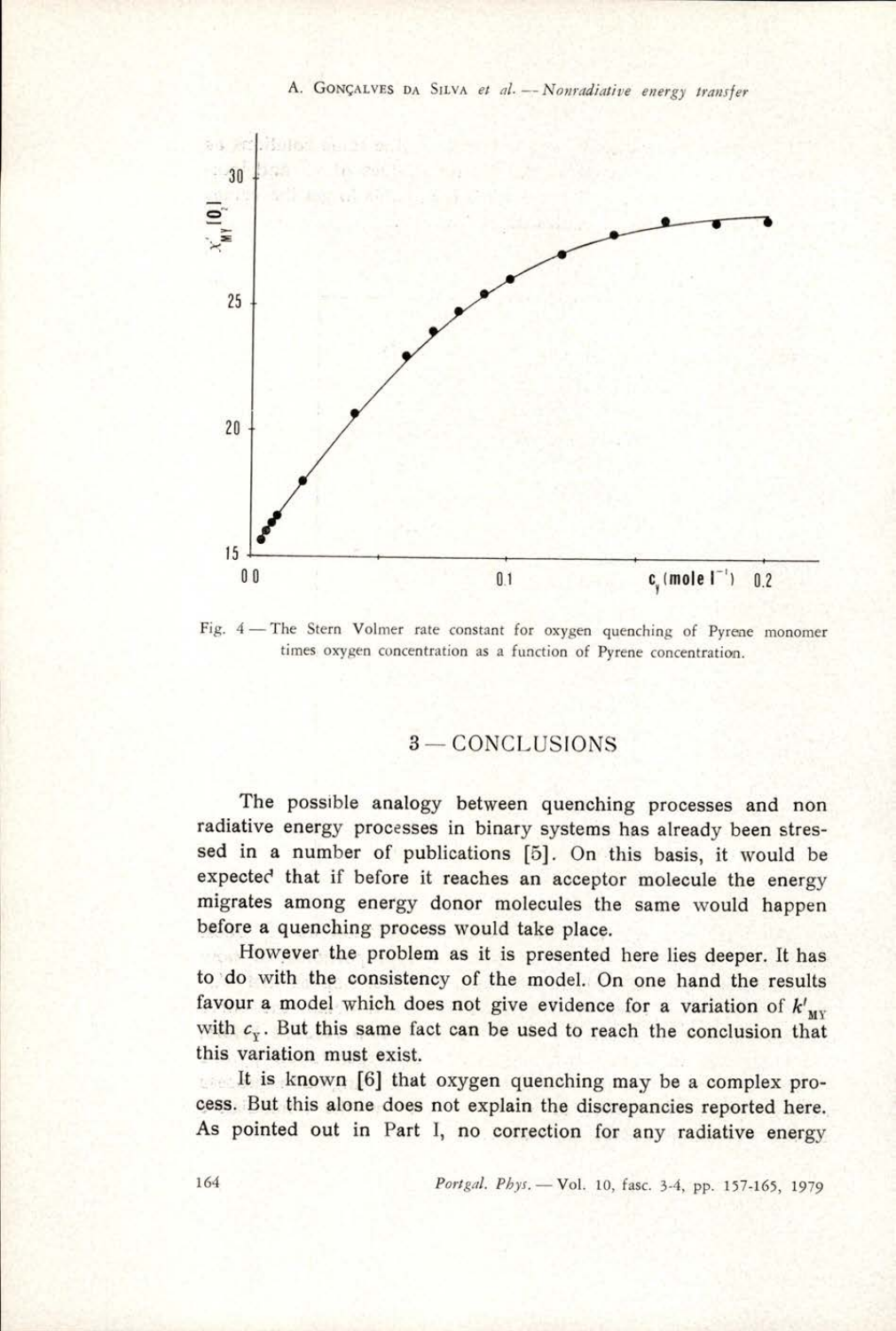Fig. 4 — The Stern Volmer rate constant for oxygen quenching of Pyrene monomer times oxygen concentration as a function of Pyrene concentration.

## 3 — CONCLUSIONS

The possible analogy between quenching processes and non radiative energy processes in binary systems has already been stressed in a number of publications [5]. On this basis, it would be expected that if before it reaches an acceptor molecule the energy migrates among energy donor molecules the same would happen before a quenching process would take place.

However the problem as it is presented here lies deeper. It has to do with the consistency of the model. On one hand the results favour a model which does not give evidence for a variation of $k'_{MY}$ with $c_Y$. But this same fact can be used to reach the conclusion that this variation must exist.

It is known [6] that oxygen quenching may be a complex process. But this alone does not explain the discrepancies reported here. As pointed out in Part I, no correction for any radiative energy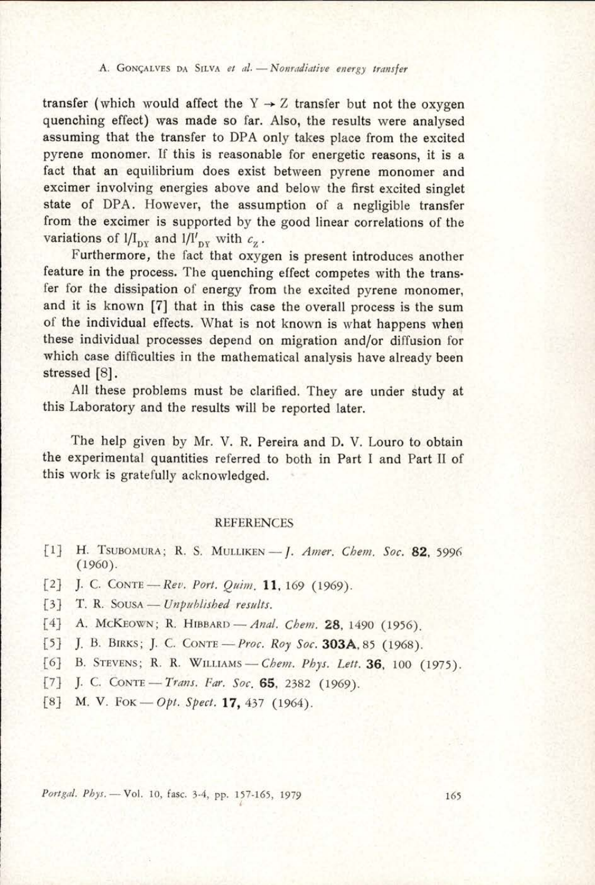transfer (which would affect the Y $\rightarrow$ Z transfer but not the oxygen quenching effect) was made so far. Also, the results were analysed assuming that the transfer to DPA only takes place from the excited pyrene monomer. If this is reasonable for energetic reasons, it is a fact that an equilibrium does exist between pyrene monomer and excimer involving energies above and below the first excited singlet state of DPA. However, the assumption of a negligible transfer from the excimer is supported by the good linear correlations of the variations of $1/I_{DY}$ and $1/I'_{DY}$ with $c_Z$.

Furthermore, the fact that oxygen is present introduces another feature in the process. The quenching effect competes with the transfer for the dissipation of energy from the excited pyrene monomer, and it is known [7] that in this case the overall process is the sum of the individual effects. What is not known is what happens when these individual processes depend on migration and/or diffusion for which case difficulties in the mathematical analysis have already been stressed [8].

All these problems must be clarified. They are under study at this Laboratory and the results will be reported later.

The help given by Mr. V. R. Pereira and D. V. Louro to obtain the experimental quantities referred to both in Part I and Part II of this work is gratefully acknowledged.

## REFERENCES

[1] H. Tsubomura; R. S. Mulliken — *J. Amer. Chem. Soc.* **82**, 5996 (1960).

[2] J. C. Conte — *Rev. Port. Quim.* **11**, 169 (1969).

[3] T. R. Sousa — *Unpublished results.*

[4] A. McKeown; R. Hibbard — *Anal. Chem.* **28**, 1490 (1956).

[5] J. B. Birks; J. C. Conte — *Proc. Roy Soc.* **303A**, 85 (1968).

[6] B. Stevens; R. R. Williams — *Chem. Phys. Lett.* **36**, 100 (1975).

[7] J. C. Conte — *Trans. Far. Soc.* **65**, 2382 (1969).

[8] M. V. Fok — *Opt. Spect.* **17**, 437 (1964).